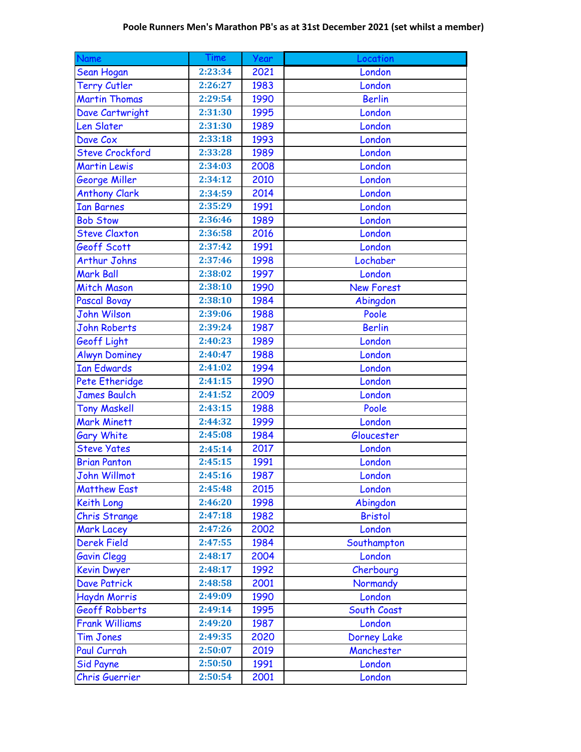**Poole Runners Men's Marathon PB's as at 31st December 2021 (set whilst a member)**

| Name | Time | Year | Location |
|---|---|---|---|
| Sean Hogan | 2:23:34 | 2021 | London |
| Terry Cutler | 2:26:27 | 1983 | London |
| Martin Thomas | 2:29:54 | 1990 | Berlin |
| Dave Cartwright | 2:31:30 | 1995 | London |
| Len Slater | 2:31:30 | 1989 | London |
| Dave Cox | 2:33:18 | 1993 | London |
| Steve Crockford | 2:33:28 | 1989 | London |
| Martin Lewis | 2:34:03 | 2008 | London |
| George Miller | 2:34:12 | 2010 | London |
| Anthony Clark | 2:34:59 | 2014 | London |
| Ian Barnes | 2:35:29 | 1991 | London |
| Bob Stow | 2:36:46 | 1989 | London |
| Steve Claxton | 2:36:58 | 2016 | London |
| Geoff Scott | 2:37:42 | 1991 | London |
| Arthur Johns | 2:37:46 | 1998 | Lochaber |
| Mark Ball | 2:38:02 | 1997 | London |
| Mitch Mason | 2:38:10 | 1990 | New Forest |
| Pascal Bovay | 2:38:10 | 1984 | Abingdon |
| John Wilson | 2:39:06 | 1988 | Poole |
| John Roberts | 2:39:24 | 1987 | Berlin |
| Geoff Light | 2:40:23 | 1989 | London |
| Alwyn Dominey | 2:40:47 | 1988 | London |
| Ian Edwards | 2:41:02 | 1994 | London |
| Pete Etheridge | 2:41:15 | 1990 | London |
| James Baulch | 2:41:52 | 2009 | London |
| Tony Maskell | 2:43:15 | 1988 | Poole |
| Mark Minett | 2:44:32 | 1999 | London |
| Gary White | 2:45:08 | 1984 | Gloucester |
| Steve Yates | 2:45:14 | 2017 | London |
| Brian Panton | 2:45:15 | 1991 | London |
| John Willmot | 2:45:16 | 1987 | London |
| Matthew East | 2:45:48 | 2015 | London |
| Keith Long | 2:46:20 | 1998 | Abingdon |
| Chris Strange | 2:47:18 | 1982 | Bristol |
| Mark Lacey | 2:47:26 | 2002 | London |
| Derek Field | 2:47:55 | 1984 | Southampton |
| Gavin Clegg | 2:48:17 | 2004 | London |
| Kevin Dwyer | 2:48:17 | 1992 | Cherbourg |
| Dave Patrick | 2:48:58 | 2001 | Normandy |
| Haydn Morris | 2:49:09 | 1990 | London |
| Geoff Robberts | 2:49:14 | 1995 | South Coast |
| Frank Williams | 2:49:20 | 1987 | London |
| Tim Jones | 2:49:35 | 2020 | Dorney Lake |
| Paul Currah | 2:50:07 | 2019 | Manchester |
| Sid Payne | 2:50:50 | 1991 | London |
| Chris Guerrier | 2:50:54 | 2001 | London |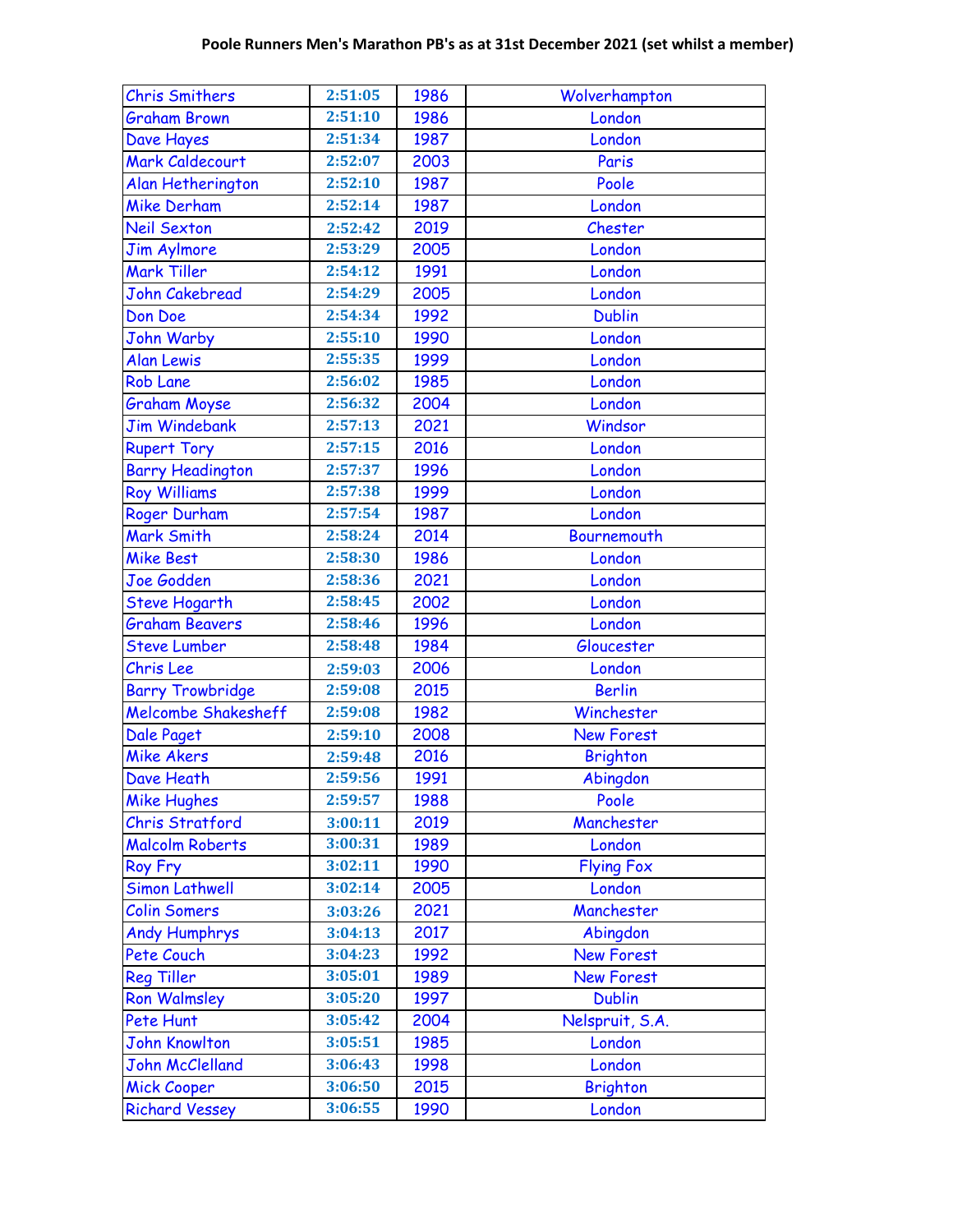**Poole Runners Men's Marathon PB's as at 31st December 2021 (set whilst a member)**

| | | | |
|---|---|---|---|
| Chris Smithers | 2:51:05 | 1986 | Wolverhampton |
| Graham Brown | 2:51:10 | 1986 | London |
| Dave Hayes | 2:51:34 | 1987 | London |
| Mark Caldecourt | 2:52:07 | 2003 | Paris |
| Alan Hetherington | 2:52:10 | 1987 | Poole |
| Mike Derham | 2:52:14 | 1987 | London |
| Neil Sexton | 2:52:42 | 2019 | Chester |
| Jim Aylmore | 2:53:29 | 2005 | London |
| Mark Tiller | 2:54:12 | 1991 | London |
| John Cakebread | 2:54:29 | 2005 | London |
| Don Doe | 2:54:34 | 1992 | Dublin |
| John Warby | 2:55:10 | 1990 | London |
| Alan Lewis | 2:55:35 | 1999 | London |
| Rob Lane | 2:56:02 | 1985 | London |
| Graham Moyse | 2:56:32 | 2004 | London |
| Jim Windebank | 2:57:13 | 2021 | Windsor |
| Rupert Tory | 2:57:15 | 2016 | London |
| Barry Headington | 2:57:37 | 1996 | London |
| Roy Williams | 2:57:38 | 1999 | London |
| Roger Durham | 2:57:54 | 1987 | London |
| Mark Smith | 2:58:24 | 2014 | Bournemouth |
| Mike Best | 2:58:30 | 1986 | London |
| Joe Godden | 2:58:36 | 2021 | London |
| Steve Hogarth | 2:58:45 | 2002 | London |
| Graham Beavers | 2:58:46 | 1996 | London |
| Steve Lumber | 2:58:48 | 1984 | Gloucester |
| Chris Lee | 2:59:03 | 2006 | London |
| Barry Trowbridge | 2:59:08 | 2015 | Berlin |
| Melcombe Shakesheff | 2:59:08 | 1982 | Winchester |
| Dale Paget | 2:59:10 | 2008 | New Forest |
| Mike Akers | 2:59:48 | 2016 | Brighton |
| Dave Heath | 2:59:56 | 1991 | Abingdon |
| Mike Hughes | 2:59:57 | 1988 | Poole |
| Chris Stratford | 3:00:11 | 2019 | Manchester |
| Malcolm Roberts | 3:00:31 | 1989 | London |
| Roy Fry | 3:02:11 | 1990 | Flying Fox |
| Simon Lathwell | 3:02:14 | 2005 | London |
| Colin Somers | 3:03:26 | 2021 | Manchester |
| Andy Humphrys | 3:04:13 | 2017 | Abingdon |
| Pete Couch | 3:04:23 | 1992 | New Forest |
| Reg Tiller | 3:05:01 | 1989 | New Forest |
| Ron Walmsley | 3:05:20 | 1997 | Dublin |
| Pete Hunt | 3:05:42 | 2004 | Nelspruit, S.A. |
| John Knowlton | 3:05:51 | 1985 | London |
| John McClelland | 3:06:43 | 1998 | London |
| Mick Cooper | 3:06:50 | 2015 | Brighton |
| Richard Vessey | 3:06:55 | 1990 | London |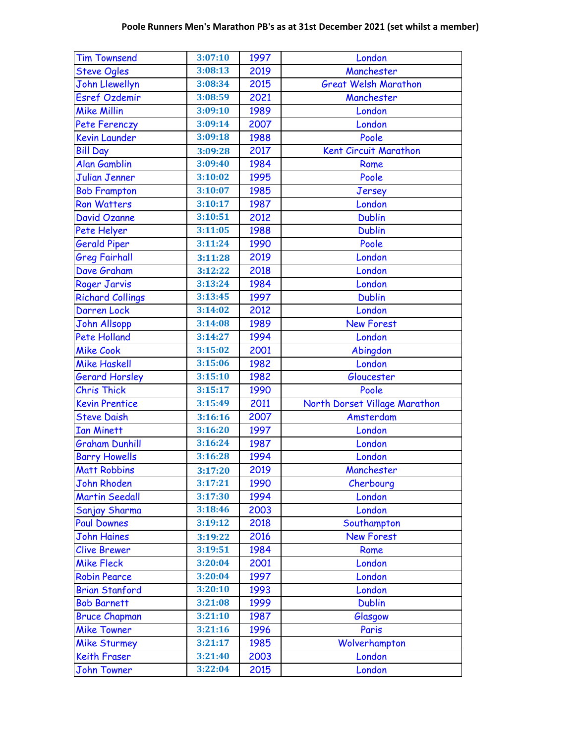**Poole Runners Men's Marathon PB's as at 31st December 2021 (set whilst a member)**

| | | | |
|---|---|---|---|
| Tim Townsend | 3:07:10 | 1997 | London |
| Steve Ogles | 3:08:13 | 2019 | Manchester |
| John Llewellyn | 3:08:34 | 2015 | Great Welsh Marathon |
| Esref Ozdemir | 3:08:59 | 2021 | Manchester |
| Mike Millin | 3:09:10 | 1989 | London |
| Pete Ferenczy | 3:09:14 | 2007 | London |
| Kevin Launder | 3:09:18 | 1988 | Poole |
| Bill Day | 3:09:28 | 2017 | Kent Circuit Marathon |
| Alan Gamblin | 3:09:40 | 1984 | Rome |
| Julian Jenner | 3:10:02 | 1995 | Poole |
| Bob Frampton | 3:10:07 | 1985 | Jersey |
| Ron Watters | 3:10:17 | 1987 | London |
| David Ozanne | 3:10:51 | 2012 | Dublin |
| Pete Helyer | 3:11:05 | 1988 | Dublin |
| Gerald Piper | 3:11:24 | 1990 | Poole |
| Greg Fairhall | 3:11:28 | 2019 | London |
| Dave Graham | 3:12:22 | 2018 | London |
| Roger Jarvis | 3:13:24 | 1984 | London |
| Richard Collings | 3:13:45 | 1997 | Dublin |
| Darren Lock | 3:14:02 | 2012 | London |
| John Allsopp | 3:14:08 | 1989 | New Forest |
| Pete Holland | 3:14:27 | 1994 | London |
| Mike Cook | 3:15:02 | 2001 | Abingdon |
| Mike Haskell | 3:15:06 | 1982 | London |
| Gerard Horsley | 3:15:10 | 1982 | Gloucester |
| Chris Thick | 3:15:17 | 1990 | Poole |
| Kevin Prentice | 3:15:49 | 2011 | North Dorset Village Marathon |
| Steve Daish | 3:16:16 | 2007 | Amsterdam |
| Ian Minett | 3:16:20 | 1997 | London |
| Graham Dunhill | 3:16:24 | 1987 | London |
| Barry Howells | 3:16:28 | 1994 | London |
| Matt Robbins | 3:17:20 | 2019 | Manchester |
| John Rhoden | 3:17:21 | 1990 | Cherbourg |
| Martin Seedall | 3:17:30 | 1994 | London |
| Sanjay Sharma | 3:18:46 | 2003 | London |
| Paul Downes | 3:19:12 | 2018 | Southampton |
| John Haines | 3:19:22 | 2016 | New Forest |
| Clive Brewer | 3:19:51 | 1984 | Rome |
| Mike Fleck | 3:20:04 | 2001 | London |
| Robin Pearce | 3:20:04 | 1997 | London |
| Brian Stanford | 3:20:10 | 1993 | London |
| Bob Barnett | 3:21:08 | 1999 | Dublin |
| Bruce Chapman | 3:21:10 | 1987 | Glasgow |
| Mike Towner | 3:21:16 | 1996 | Paris |
| Mike Sturmey | 3:21:17 | 1985 | Wolverhampton |
| Keith Fraser | 3:21:40 | 2003 | London |
| John Towner | 3:22:04 | 2015 | London |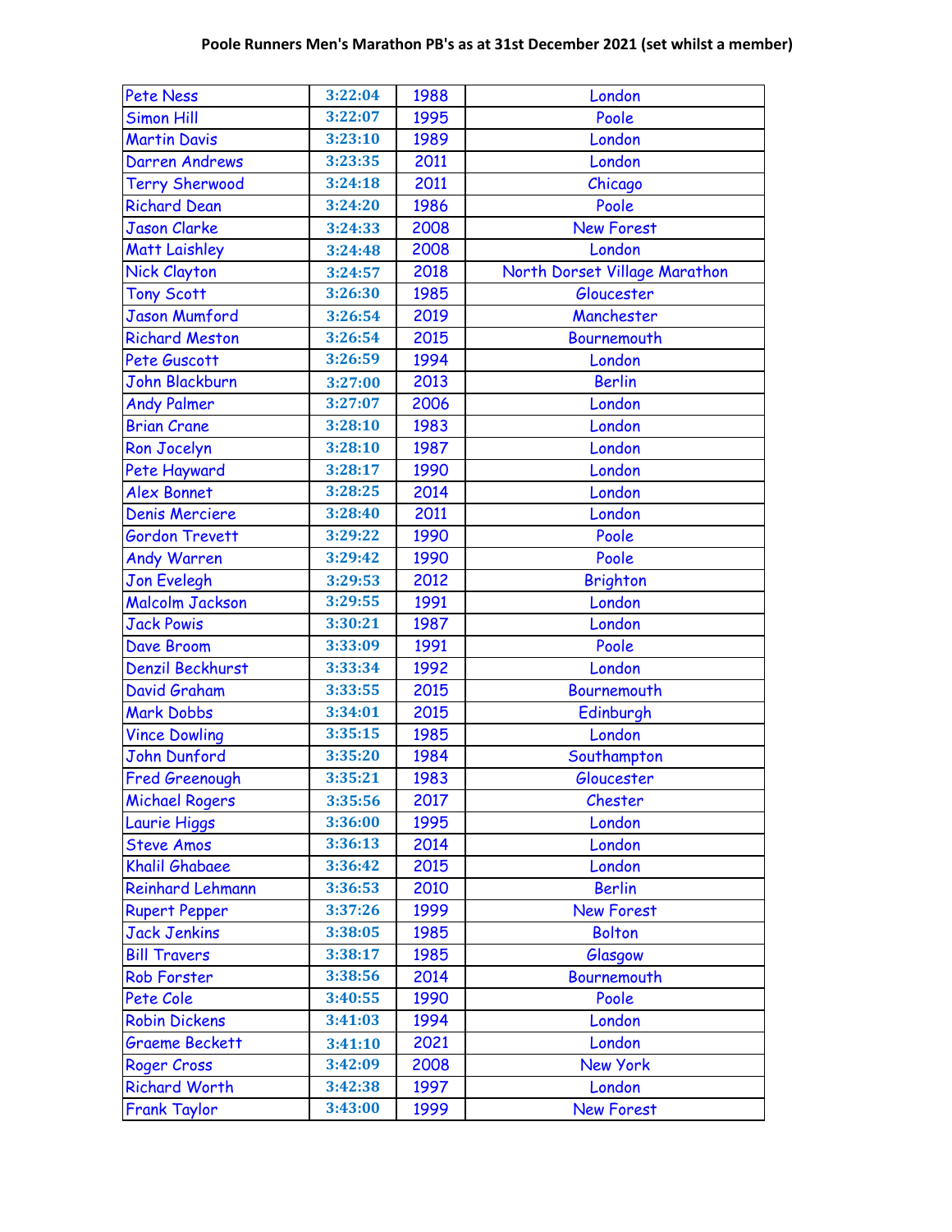**Poole Runners Men's Marathon PB's as at 31st December 2021 (set whilst a member)**

| | | | |
|---|---|---|---|
| Pete Ness | 3:22:04 | 1988 | London |
| Simon Hill | 3:22:07 | 1995 | Poole |
| Martin Davis | 3:23:10 | 1989 | London |
| Darren Andrews | 3:23:35 | 2011 | London |
| Terry Sherwood | 3:24:18 | 2011 | Chicago |
| Richard Dean | 3:24:20 | 1986 | Poole |
| Jason Clarke | 3:24:33 | 2008 | New Forest |
| Matt Laishley | 3:24:48 | 2008 | London |
| Nick Clayton | 3:24:57 | 2018 | North Dorset Village Marathon |
| Tony Scott | 3:26:30 | 1985 | Gloucester |
| Jason Mumford | 3:26:54 | 2019 | Manchester |
| Richard Meston | 3:26:54 | 2015 | Bournemouth |
| Pete Guscott | 3:26:59 | 1994 | London |
| John Blackburn | 3:27:00 | 2013 | Berlin |
| Andy Palmer | 3:27:07 | 2006 | London |
| Brian Crane | 3:28:10 | 1983 | London |
| Ron Jocelyn | 3:28:10 | 1987 | London |
| Pete Hayward | 3:28:17 | 1990 | London |
| Alex Bonnet | 3:28:25 | 2014 | London |
| Denis Merciere | 3:28:40 | 2011 | London |
| Gordon Trevett | 3:29:22 | 1990 | Poole |
| Andy Warren | 3:29:42 | 1990 | Poole |
| Jon Evelegh | 3:29:53 | 2012 | Brighton |
| Malcolm Jackson | 3:29:55 | 1991 | London |
| Jack Powis | 3:30:21 | 1987 | London |
| Dave Broom | 3:33:09 | 1991 | Poole |
| Denzil Beckhurst | 3:33:34 | 1992 | London |
| David Graham | 3:33:55 | 2015 | Bournemouth |
| Mark Dobbs | 3:34:01 | 2015 | Edinburgh |
| Vince Dowling | 3:35:15 | 1985 | London |
| John Dunford | 3:35:20 | 1984 | Southampton |
| Fred Greenough | 3:35:21 | 1983 | Gloucester |
| Michael Rogers | 3:35:56 | 2017 | Chester |
| Laurie Higgs | 3:36:00 | 1995 | London |
| Steve Amos | 3:36:13 | 2014 | London |
| Khalil Ghabaee | 3:36:42 | 2015 | London |
| Reinhard Lehmann | 3:36:53 | 2010 | Berlin |
| Rupert Pepper | 3:37:26 | 1999 | New Forest |
| Jack Jenkins | 3:38:05 | 1985 | Bolton |
| Bill Travers | 3:38:17 | 1985 | Glasgow |
| Rob Forster | 3:38:56 | 2014 | Bournemouth |
| Pete Cole | 3:40:55 | 1990 | Poole |
| Robin Dickens | 3:41:03 | 1994 | London |
| Graeme Beckett | 3:41:10 | 2021 | London |
| Roger Cross | 3:42:09 | 2008 | New York |
| Richard Worth | 3:42:38 | 1997 | London |
| Frank Taylor | 3:43:00 | 1999 | New Forest |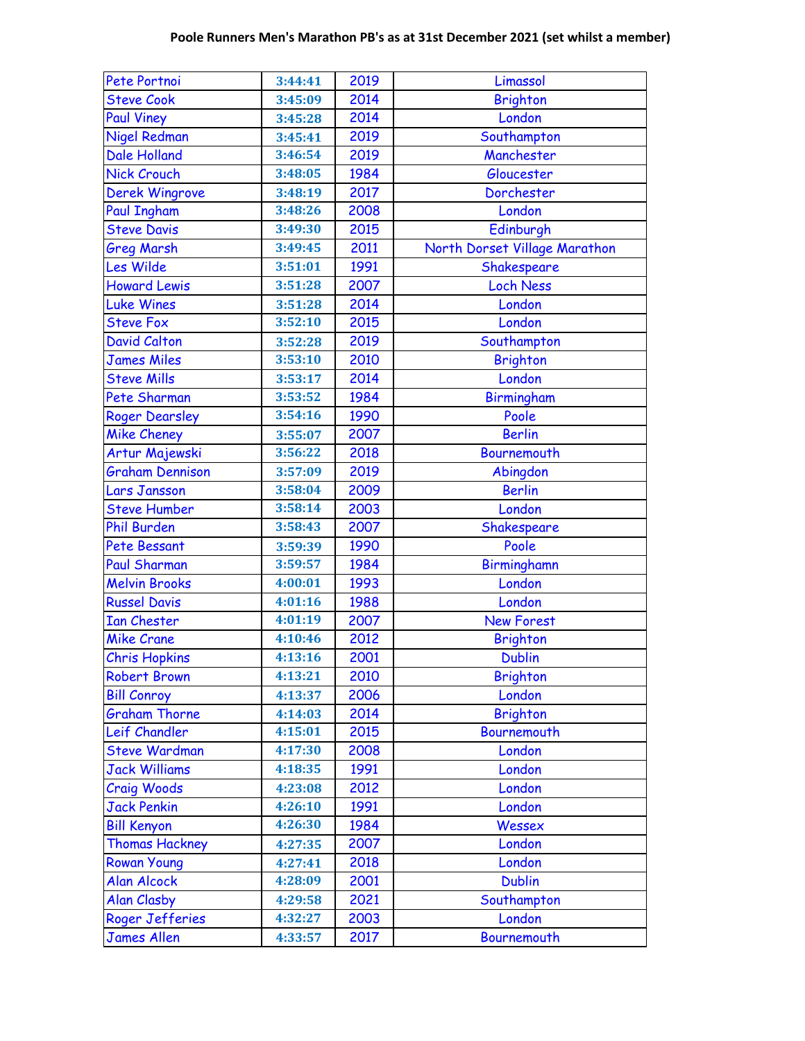**Poole Runners Men's Marathon PB's as at 31st December 2021 (set whilst a member)**

| | | | |
|---|---|---|---|
| Pete Portnoi | 3:44:41 | 2019 | Limassol |
| Steve Cook | 3:45:09 | 2014 | Brighton |
| Paul Viney | 3:45:28 | 2014 | London |
| Nigel Redman | 3:45:41 | 2019 | Southampton |
| Dale Holland | 3:46:54 | 2019 | Manchester |
| Nick Crouch | 3:48:05 | 1984 | Gloucester |
| Derek Wingrove | 3:48:19 | 2017 | Dorchester |
| Paul Ingham | 3:48:26 | 2008 | London |
| Steve Davis | 3:49:30 | 2015 | Edinburgh |
| Greg Marsh | 3:49:45 | 2011 | North Dorset Village Marathon |
| Les Wilde | 3:51:01 | 1991 | Shakespeare |
| Howard Lewis | 3:51:28 | 2007 | Loch Ness |
| Luke Wines | 3:51:28 | 2014 | London |
| Steve Fox | 3:52:10 | 2015 | London |
| David Calton | 3:52:28 | 2019 | Southampton |
| James Miles | 3:53:10 | 2010 | Brighton |
| Steve Mills | 3:53:17 | 2014 | London |
| Pete Sharman | 3:53:52 | 1984 | Birmingham |
| Roger Dearsley | 3:54:16 | 1990 | Poole |
| Mike Cheney | 3:55:07 | 2007 | Berlin |
| Artur Majewski | 3:56:22 | 2018 | Bournemouth |
| Graham Dennison | 3:57:09 | 2019 | Abingdon |
| Lars Jansson | 3:58:04 | 2009 | Berlin |
| Steve Humber | 3:58:14 | 2003 | London |
| Phil Burden | 3:58:43 | 2007 | Shakespeare |
| Pete Bessant | 3:59:39 | 1990 | Poole |
| Paul Sharman | 3:59:57 | 1984 | Birminghamn |
| Melvin Brooks | 4:00:01 | 1993 | London |
| Russel Davis | 4:01:16 | 1988 | London |
| Ian Chester | 4:01:19 | 2007 | New Forest |
| Mike Crane | 4:10:46 | 2012 | Brighton |
| Chris Hopkins | 4:13:16 | 2001 | Dublin |
| Robert Brown | 4:13:21 | 2010 | Brighton |
| Bill Conroy | 4:13:37 | 2006 | London |
| Graham Thorne | 4:14:03 | 2014 | Brighton |
| Leif Chandler | 4:15:01 | 2015 | Bournemouth |
| Steve Wardman | 4:17:30 | 2008 | London |
| Jack Williams | 4:18:35 | 1991 | London |
| Craig Woods | 4:23:08 | 2012 | London |
| Jack Penkin | 4:26:10 | 1991 | London |
| Bill Kenyon | 4:26:30 | 1984 | Wessex |
| Thomas Hackney | 4:27:35 | 2007 | London |
| Rowan Young | 4:27:41 | 2018 | London |
| Alan Alcock | 4:28:09 | 2001 | Dublin |
| Alan Clasby | 4:29:58 | 2021 | Southampton |
| Roger Jefferies | 4:32:27 | 2003 | London |
| James Allen | 4:33:57 | 2017 | Bournemouth |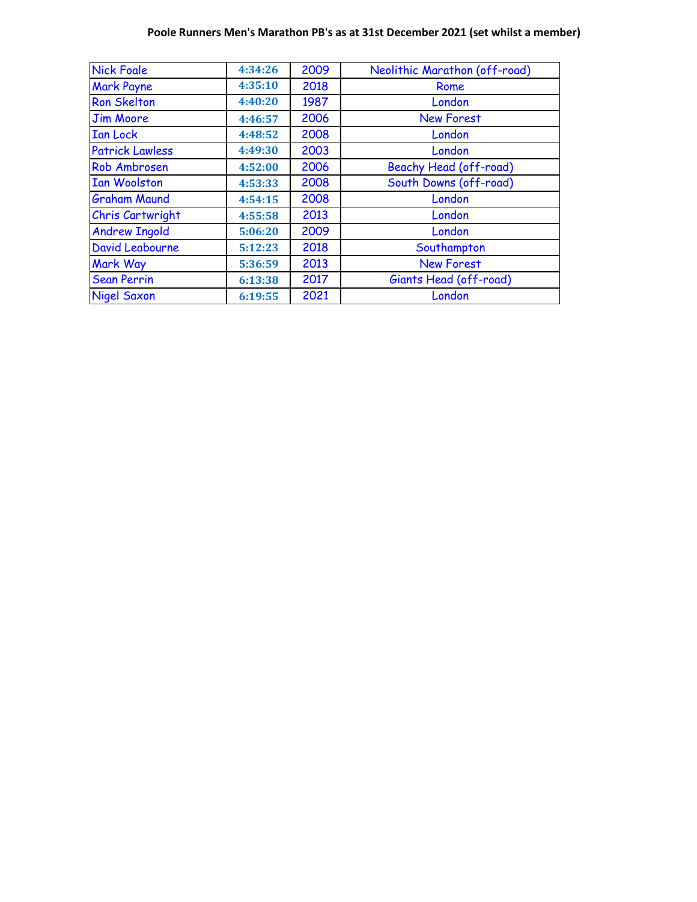**Poole Runners Men's Marathon PB's as at 31st December 2021 (set whilst a member)**

| | | | |
|---|---|---|---|
| Nick Foale | 4:34:26 | 2009 | Neolithic Marathon (off-road) |
| Mark Payne | 4:35:10 | 2018 | Rome |
| Ron Skelton | 4:40:20 | 1987 | London |
| Jim Moore | 4:46:57 | 2006 | New Forest |
| Ian Lock | 4:48:52 | 2008 | London |
| Patrick Lawless | 4:49:30 | 2003 | London |
| Rob Ambrosen | 4:52:00 | 2006 | Beachy Head (off-road) |
| Ian Woolston | 4:53:33 | 2008 | South Downs (off-road) |
| Graham Maund | 4:54:15 | 2008 | London |
| Chris Cartwright | 4:55:58 | 2013 | London |
| Andrew Ingold | 5:06:20 | 2009 | London |
| David Leabourne | 5:12:23 | 2018 | Southampton |
| Mark Way | 5:36:59 | 2013 | New Forest |
| Sean Perrin | 6:13:38 | 2017 | Giants Head (off-road) |
| Nigel Saxon | 6:19:55 | 2021 | London |